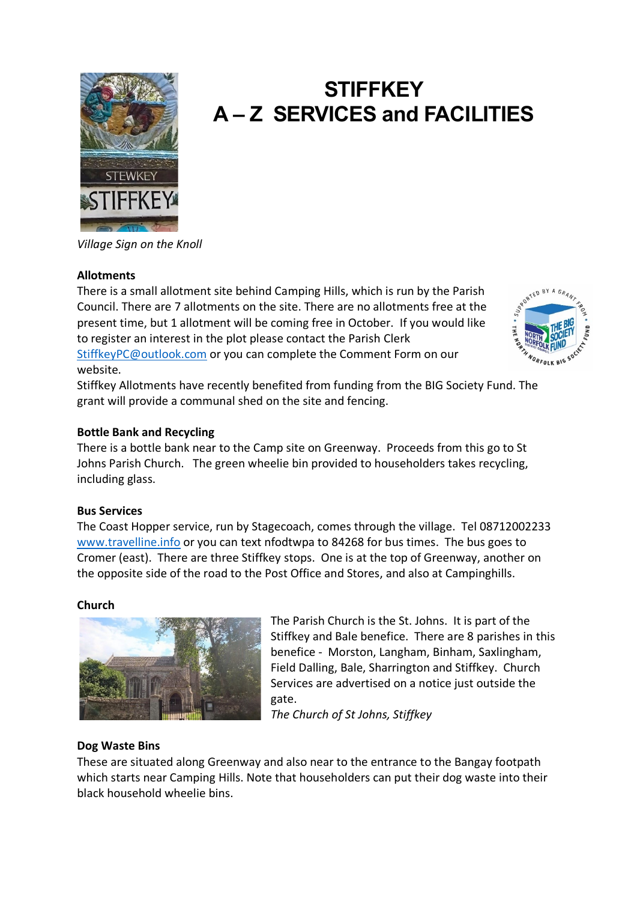# STIFFKEY
# A – Z SERVICES and FACILITIES

*Village Sign on the Knoll*

**Allotments**

There is a small allotment site behind Camping Hills, which is run by the Parish Council. There are 7 allotments on the site. There are no allotments free at the present time, but 1 allotment will be coming free in October. If you would like to register an interest in the plot please contact the Parish Clerk StiffkeyPC@outlook.com or you can complete the Comment Form on our website.

Stiffkey Allotments have recently benefited from funding from the BIG Society Fund. The grant will provide a communal shed on the site and fencing.

**Bottle Bank and Recycling**

There is a bottle bank near to the Camp site on Greenway. Proceeds from this go to St Johns Parish Church. The green wheelie bin provided to householders takes recycling, including glass.

**Bus Services**

The Coast Hopper service, run by Stagecoach, comes through the village. Tel 08712002233 www.travelline.info or you can text nfodtwpa to 84268 for bus times. The bus goes to Cromer (east). There are three Stiffkey stops. One is at the top of Greenway, another on the opposite side of the road to the Post Office and Stores, and also at Campinghills.

**Church**

The Parish Church is the St. Johns. It is part of the Stiffkey and Bale benefice. There are 8 parishes in this benefice - Morston, Langham, Binham, Saxlingham, Field Dalling, Bale, Sharrington and Stiffkey. Church Services are advertised on a notice just outside the gate.

*The Church of St Johns, Stiffkey*

**Dog Waste Bins**

These are situated along Greenway and also near to the entrance to the Bangay footpath which starts near Camping Hills. Note that householders can put their dog waste into their black household wheelie bins.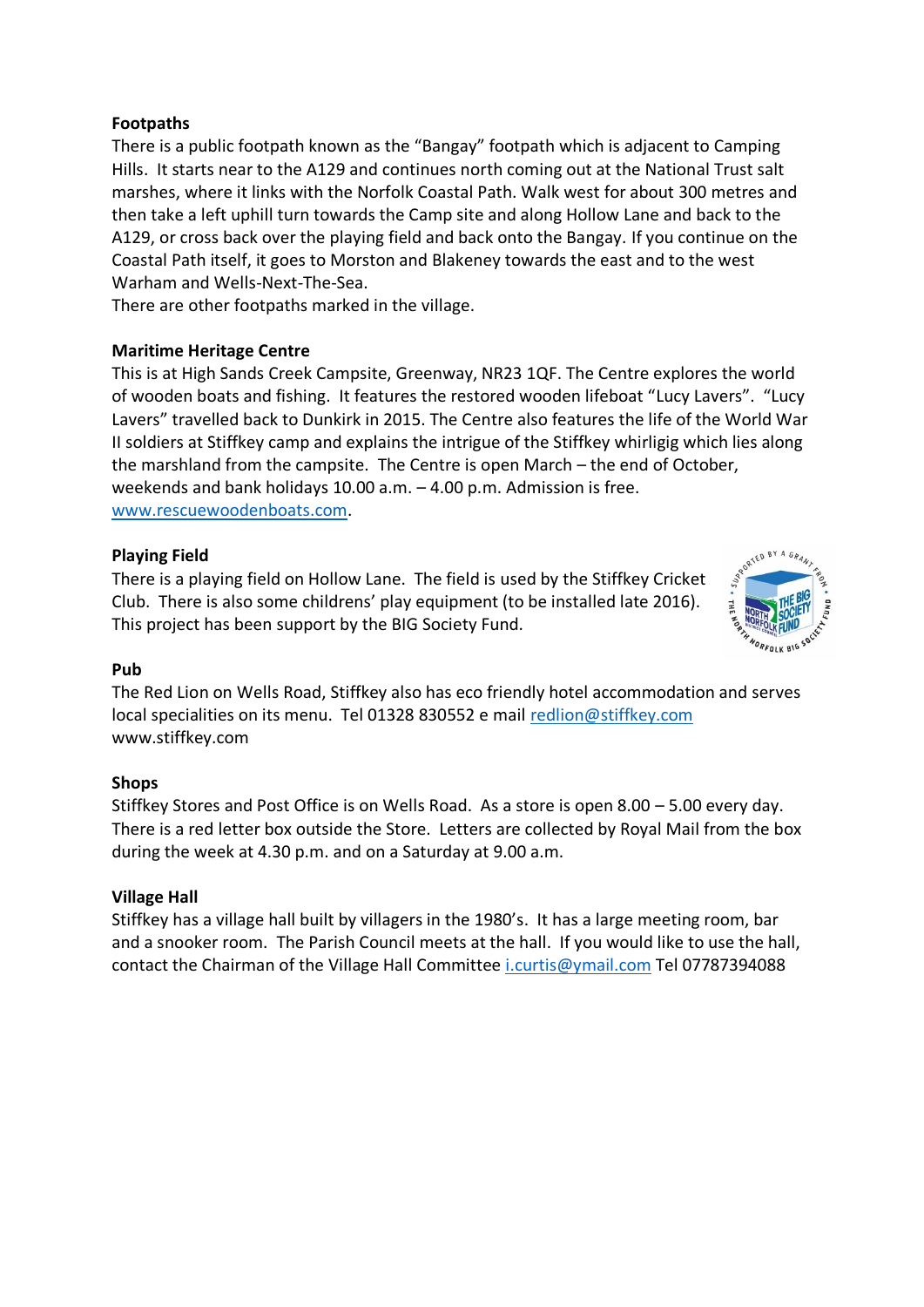**Footpaths**

There is a public footpath known as the "Bangay" footpath which is adjacent to Camping Hills. It starts near to the A129 and continues north coming out at the National Trust salt marshes, where it links with the Norfolk Coastal Path. Walk west for about 300 metres and then take a left uphill turn towards the Camp site and along Hollow Lane and back to the A129, or cross back over the playing field and back onto the Bangay. If you continue on the Coastal Path itself, it goes to Morston and Blakeney towards the east and to the west Warham and Wells-Next-The-Sea.

There are other footpaths marked in the village.

**Maritime Heritage Centre**

This is at High Sands Creek Campsite, Greenway, NR23 1QF. The Centre explores the world of wooden boats and fishing. It features the restored wooden lifeboat "Lucy Lavers". "Lucy Lavers" travelled back to Dunkirk in 2015. The Centre also features the life of the World War II soldiers at Stiffkey camp and explains the intrigue of the Stiffkey whirligig which lies along the marshland from the campsite. The Centre is open March – the end of October, weekends and bank holidays 10.00 a.m. – 4.00 p.m. Admission is free.
www.rescuewoodenboats.com.

**Playing Field**

There is a playing field on Hollow Lane. The field is used by the Stiffkey Cricket Club. There is also some childrens' play equipment (to be installed late 2016). This project has been support by the BIG Society Fund.

**Pub**

The Red Lion on Wells Road, Stiffkey also has eco friendly hotel accommodation and serves local specialities on its menu. Tel 01328 830552 e mail redlion@stiffkey.com
www.stiffkey.com

**Shops**

Stiffkey Stores and Post Office is on Wells Road. As a store is open 8.00 – 5.00 every day. There is a red letter box outside the Store. Letters are collected by Royal Mail from the box during the week at 4.30 p.m. and on a Saturday at 9.00 a.m.

**Village Hall**

Stiffkey has a village hall built by villagers in the 1980's. It has a large meeting room, bar and a snooker room. The Parish Council meets at the hall. If you would like to use the hall, contact the Chairman of the Village Hall Committee i.curtis@ymail.com Tel 07787394088